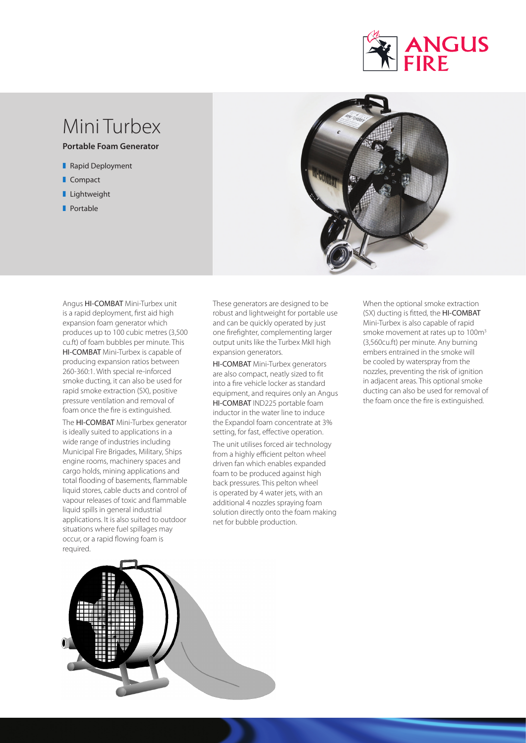# Mini Turbex

**Portable Foam Generator**

- Rapid Deployment
- Compact
- Lightweight
- Portable

Angus **HI-COMBAT** Mini-Turbex unit is a rapid deployment, first aid high expansion foam generator which produces up to 100 cubic metres (3,500 cu.ft) of foam bubbles per minute. This **HI-COMBAT** Mini-Turbex is capable of producing expansion ratios between 260-360:1. With special re-inforced smoke ducting, it can also be used for rapid smoke extraction (SX), positive pressure ventilation and removal of foam once the fire is extinguished.

The **HI-COMBAT** Mini-Turbex generator is ideally suited to applications in a wide range of industries including Municipal Fire Brigades, Military, Ships engine rooms, machinery spaces and cargo holds, mining applications and total flooding of basements, flammable liquid stores, cable ducts and control of vapour releases of toxic and flammable liquid spills in general industrial applications. It is also suited to outdoor situations where fuel spillages may occur, or a rapid flowing foam is required.

These generators are designed to be robust and lightweight for portable use and can be quickly operated by just one firefighter, complementing larger output units like the Turbex MkII high expansion generators.

**HI-COMBAT** Mini-Turbex generators are also compact, neatly sized to fit into a fire vehicle locker as standard equipment, and requires only an Angus **HI-COMBAT** IND225 portable foam inductor in the water line to induce the Expandol foam concentrate at 3% setting, for fast, effective operation.

The unit utilises forced air technology from a highly efficient pelton wheel driven fan which enables expanded foam to be produced against high back pressures. This pelton wheel is operated by 4 water jets, with an additional 4 nozzles spraying foam solution directly onto the foam making net for bubble production.

When the optional smoke extraction (SX) ducting is fitted, the **HI-COMBAT** Mini-Turbex is also capable of rapid smoke movement at rates up to 100m$^3$ (3,560cu.ft) per minute. Any burning embers entrained in the smoke will be cooled by waterspray from the nozzles, preventing the risk of ignition in adjacent areas. This optional smoke ducting can also be used for removal of the foam once the fire is extinguished.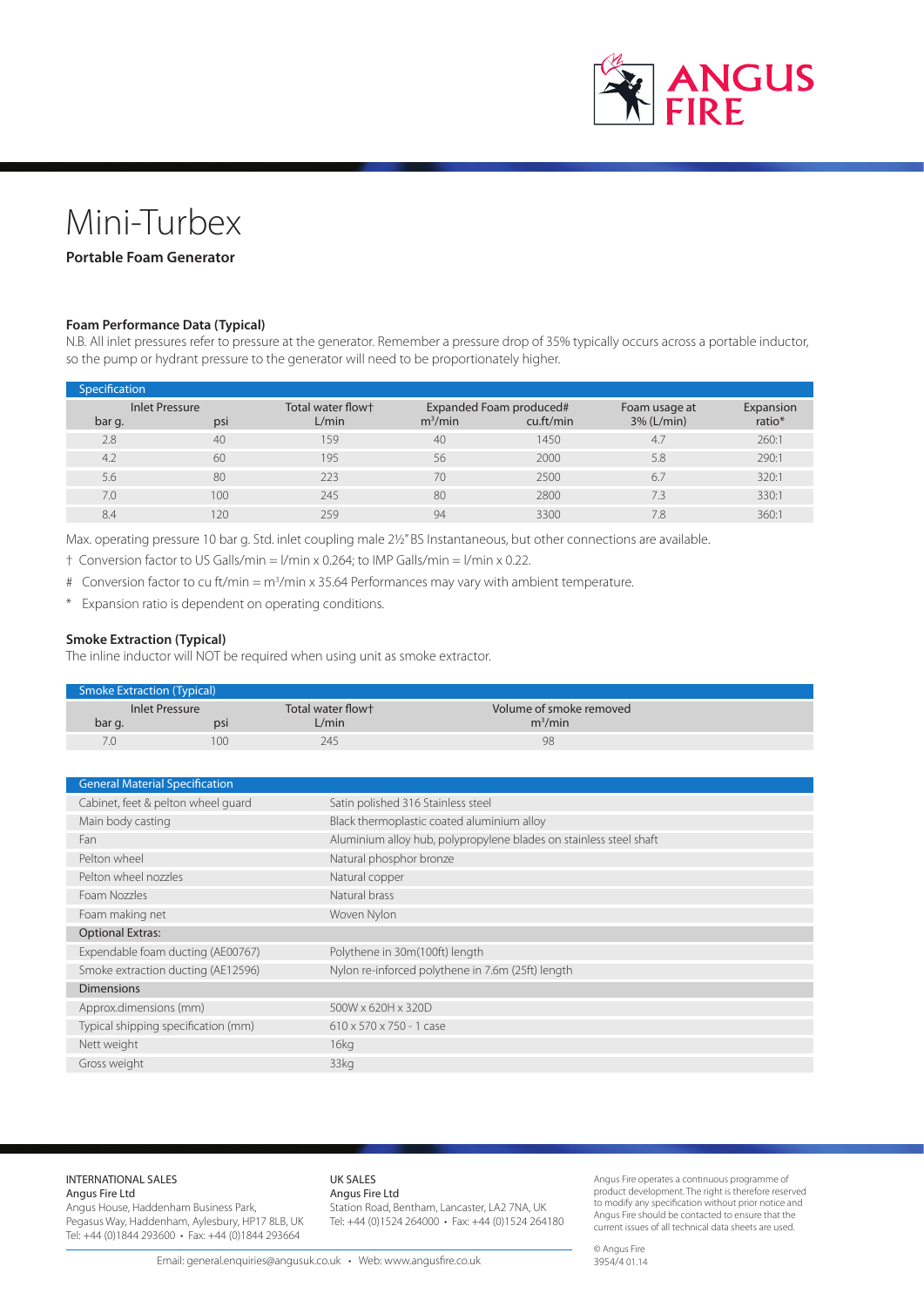# Mini-Turbex

**Portable Foam Generator**

### Foam Performance Data (Typical)

N.B. All inlet pressures refer to pressure at the generator. Remember a pressure drop of 35% typically occurs across a portable inductor, so the pump or hydrant pressure to the generator will need to be proportionally higher.

| Specification | | | | | | |
|---|---|---|---|---|---|---|
| Inlet Pressure | | Total water flow† | Expanded Foam produced# | | Foam usage at | Expansion |
| bar g. | psi | L/min | $m^3$/min | cu.ft/min | 3% (L/min) | ratio* |
| 2.8 | 40 | 159 | 40 | 1450 | 4.7 | 260:1 |
| 4.2 | 60 | 195 | 56 | 2000 | 5.8 | 290:1 |
| 5.6 | 80 | 223 | 70 | 2500 | 6.7 | 320:1 |
| 7.0 | 100 | 245 | 80 | 2800 | 7.3 | 330:1 |
| 8.4 | 120 | 259 | 94 | 3300 | 7.8 | 360:1 |

Max. operating pressure 10 bar g. Std. inlet coupling male 2½" BS Instantaneous, but other connections are available.

† Conversion factor to US Galls/min = l/min x 0.264; to IMP Galls/min = l/min x 0.22.

# Conversion factor to cu ft/min = $m^3$/min x 35.64 Performances may vary with ambient temperature.

* Expansion ratio is dependent on operating conditions.

### Smoke Extraction (Typical)

The inline inductor will NOT be required when using unit as smoke extractor.

| Smoke Extraction (Typical) | | | |
|---|---|---|---|
| Inlet Pressure | | Total water flow† | Volume of smoke removed |
| bar g. | psi | L/min | $m^3$/min |
| 7.0 | 100 | 245 | 98 |

| General Material Specification | |
|---|---|
| Cabinet, feet & pelton wheel guard | Satin polished 316 Stainless steel |
| Main body casting | Black thermoplastic coated aluminium alloy |
| Fan | Aluminium alloy hub, polypropylene blades on stainless steel shaft |
| Pelton wheel | Natural phosphor bronze |
| Pelton wheel nozzles | Natural copper |
| Foam Nozzles | Natural brass |
| Foam making net | Woven Nylon |
| **Optional Extras:** | |
| Expendable foam ducting (AE00767) | Polythene in 30m(100ft) length |
| Smoke extraction ducting (AE12596) | Nylon re-inforced polythene in 7.6m (25ft) length |
| **Dimensions** | |
| Approx.dimensions (mm) | 500W x 620H x 320D |
| Typical shipping specification (mm) | 610 x 570 x 750 - 1 case |
| Nett weight | 16kg |
| Gross weight | 33kg |

INTERNATIONAL SALES
Angus Fire Ltd
Angus House, Haddenham Business Park,
Pegasus Way, Haddenham, Aylesbury, HP17 8LB, UK
Tel: +44 (0)1844 293600 • Fax: +44 (0)1844 293664

UK SALES
Angus Fire Ltd
Station Road, Bentham, Lancaster, LA2 7NA, UK
Tel: +44 (0)1524 264000 • Fax: +44 (0)1524 264180

Angus Fire operates a continuous programme of product development. The right is therefore reserved to modify any specification without prior notice and Angus Fire should be contacted to ensure that the current issues of all technical data sheets are used.

Email: general.enquiries@angusuk.co.uk • Web: www.angusfire.co.uk

© Angus Fire
3954/4 01.14